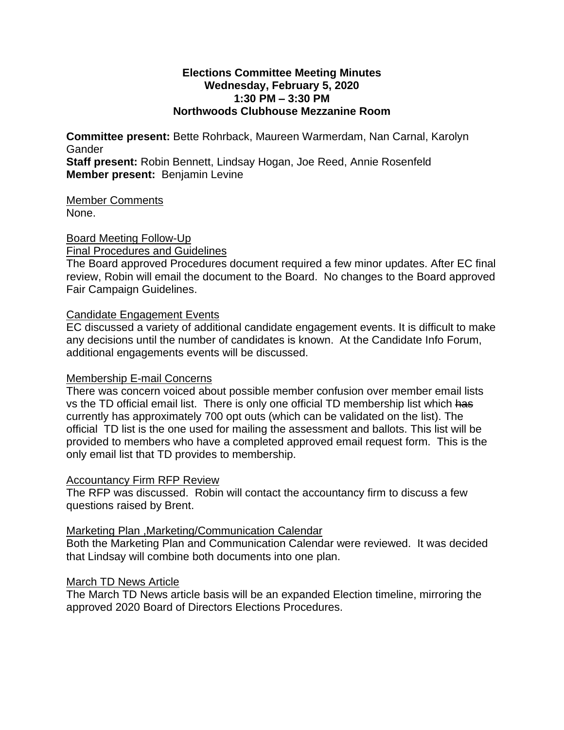**Elections Committee Meeting Minutes**
**Wednesday, February 5, 2020**
**1:30 PM – 3:30 PM**
**Northwoods Clubhouse Mezzanine Room**

**Committee present:** Bette Rohrback, Maureen Warmerdam, Nan Carnal, Karolyn Gander
**Staff present:** Robin Bennett, Lindsay Hogan, Joe Reed, Annie Rosenfeld
**Member present:** Benjamin Levine

Member Comments
None.

Board Meeting Follow-Up
Final Procedures and Guidelines
The Board approved Procedures document required a few minor updates. After EC final review, Robin will email the document to the Board. No changes to the Board approved Fair Campaign Guidelines.

Candidate Engagement Events
EC discussed a variety of additional candidate engagement events. It is difficult to make any decisions until the number of candidates is known. At the Candidate Info Forum, additional engagements events will be discussed.

Membership E-mail Concerns
There was concern voiced about possible member confusion over member email lists vs the TD official email list. There is only one official TD membership list which ~~has~~ currently has approximately 700 opt outs (which can be validated on the list). The official TD list is the one used for mailing the assessment and ballots. This list will be provided to members who have a completed approved email request form. This is the only email list that TD provides to membership.

Accountancy Firm RFP Review
The RFP was discussed. Robin will contact the accountancy firm to discuss a few questions raised by Brent.

Marketing Plan ,Marketing/Communication Calendar
Both the Marketing Plan and Communication Calendar were reviewed. It was decided that Lindsay will combine both documents into one plan.

March TD News Article
The March TD News article basis will be an expanded Election timeline, mirroring the approved 2020 Board of Directors Elections Procedures.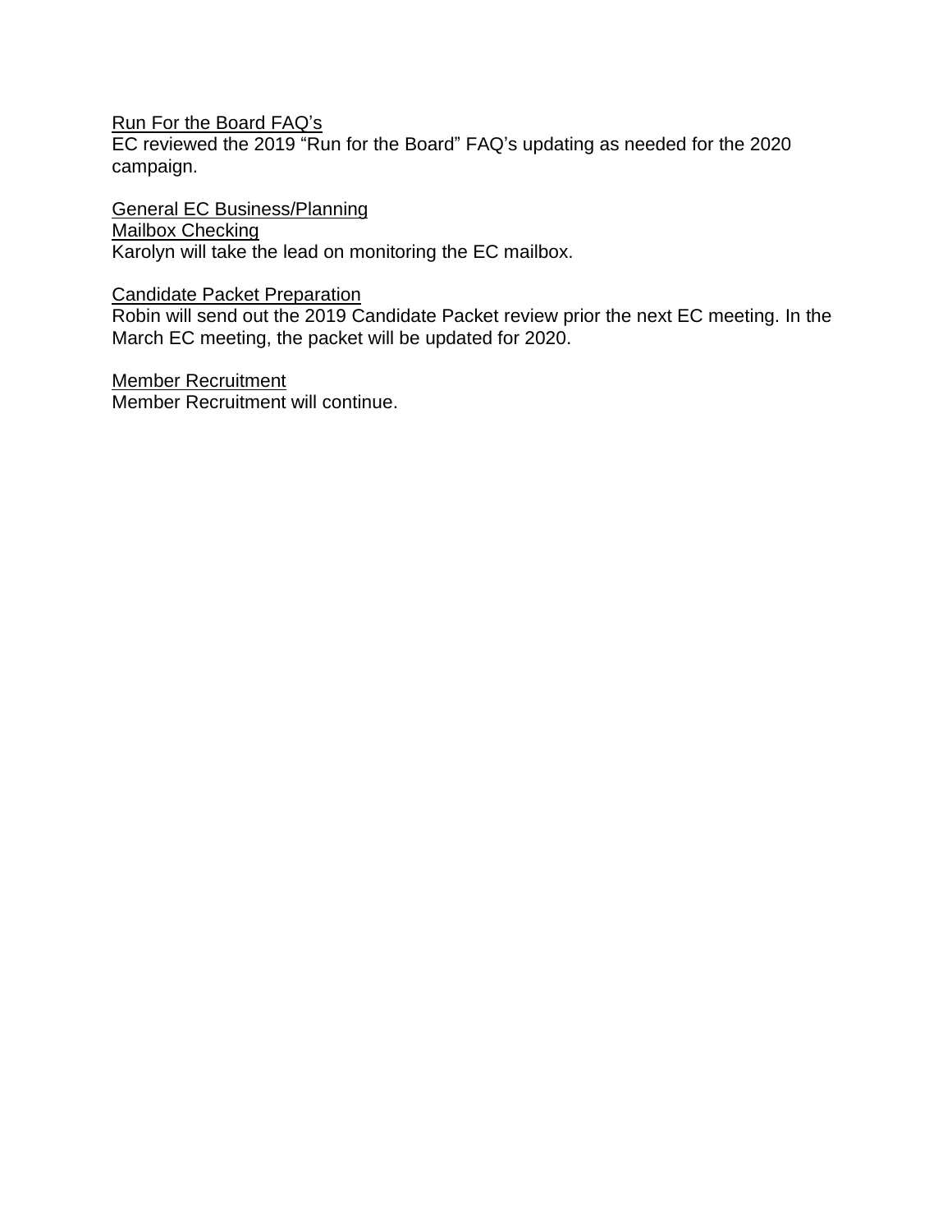Run For the Board FAQ's

EC reviewed the 2019 "Run for the Board" FAQ's updating as needed for the 2020 campaign.

General EC Business/Planning

Mailbox Checking

Karolyn will take the lead on monitoring the EC mailbox.

Candidate Packet Preparation

Robin will send out the 2019 Candidate Packet review prior the next EC meeting. In the March EC meeting, the packet will be updated for 2020.

Member Recruitment

Member Recruitment will continue.